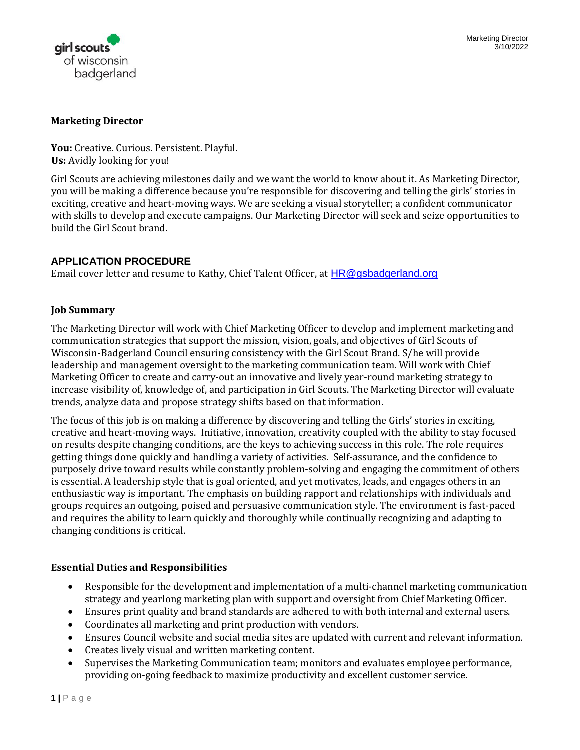# Marketing Director

**You:** Creative. Curious. Persistent. Playful.
**Us:** Avidly looking for you!

Girl Scouts are achieving milestones daily and we want the world to know about it. As Marketing Director, you will be making a difference because you're responsible for discovering and telling the girls' stories in exciting, creative and heart-moving ways. We are seeking a visual storyteller; a confident communicator with skills to develop and execute campaigns. Our Marketing Director will seek and seize opportunities to build the Girl Scout brand.

## APPLICATION PROCEDURE

Email cover letter and resume to Kathy, Chief Talent Officer, at HR@gsbadgerland.org

## Job Summary

The Marketing Director will work with Chief Marketing Officer to develop and implement marketing and communication strategies that support the mission, vision, goals, and objectives of Girl Scouts of Wisconsin-Badgerland Council ensuring consistency with the Girl Scout Brand. S/he will provide leadership and management oversight to the marketing communication team. Will work with Chief Marketing Officer to create and carry-out an innovative and lively year-round marketing strategy to increase visibility of, knowledge of, and participation in Girl Scouts. The Marketing Director will evaluate trends, analyze data and propose strategy shifts based on that information.

The focus of this job is on making a difference by discovering and telling the Girls' stories in exciting, creative and heart-moving ways. Initiative, innovation, creativity coupled with the ability to stay focused on results despite changing conditions, are the keys to achieving success in this role. The role requires getting things done quickly and handling a variety of activities. Self-assurance, and the confidence to purposely drive toward results while constantly problem-solving and engaging the commitment of others is essential. A leadership style that is goal oriented, and yet motivates, leads, and engages others in an enthusiastic way is important. The emphasis on building rapport and relationships with individuals and groups requires an outgoing, poised and persuasive communication style. The environment is fast-paced and requires the ability to learn quickly and thoroughly while continually recognizing and adapting to changing conditions is critical.

## Essential Duties and Responsibilities

- Responsible for the development and implementation of a multi-channel marketing communication strategy and yearlong marketing plan with support and oversight from Chief Marketing Officer.
- Ensures print quality and brand standards are adhered to with both internal and external users.
- Coordinates all marketing and print production with vendors.
- Ensures Council website and social media sites are updated with current and relevant information.
- Creates lively visual and written marketing content.
- Supervises the Marketing Communication team; monitors and evaluates employee performance, providing on-going feedback to maximize productivity and excellent customer service.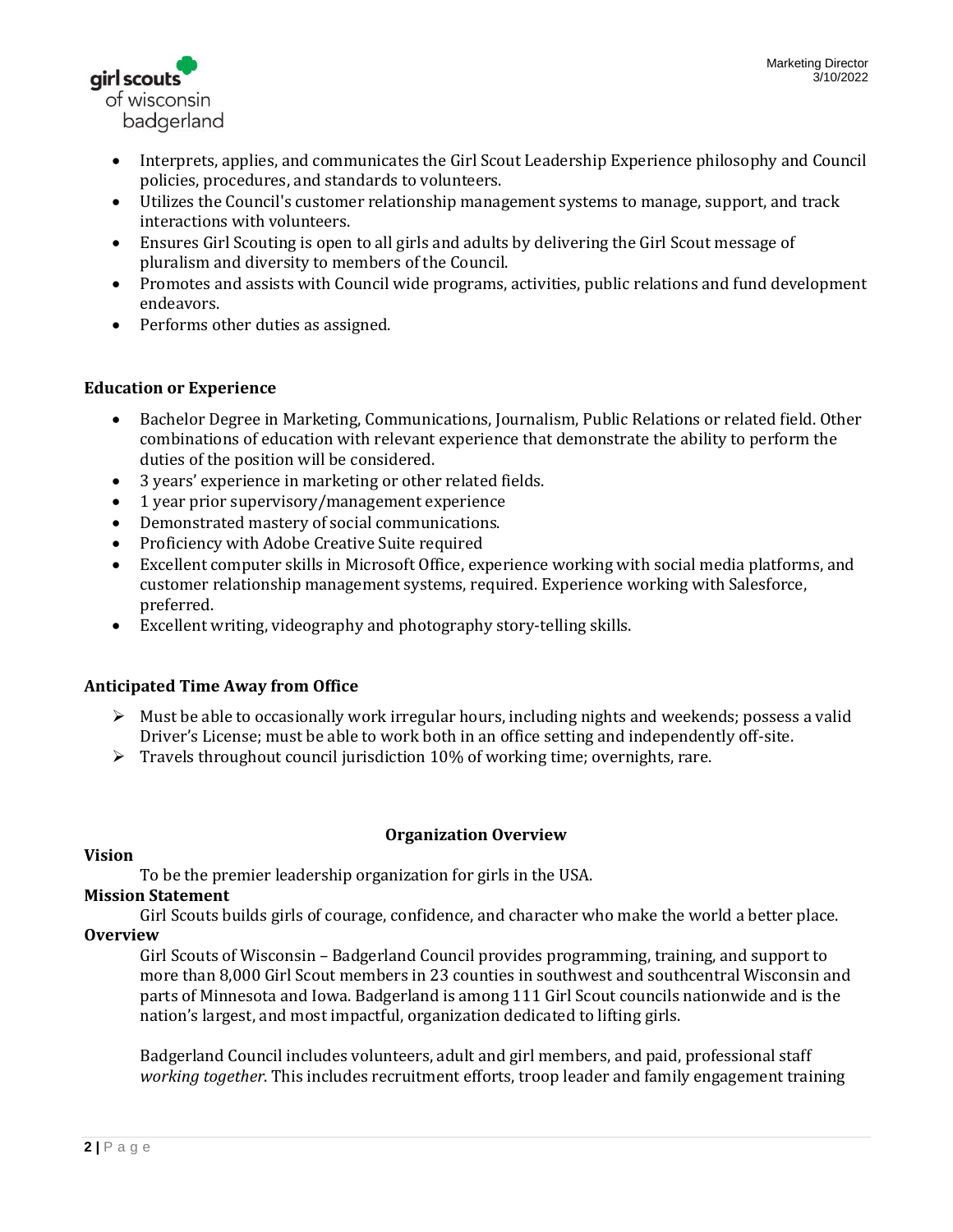- Interprets, applies, and communicates the Girl Scout Leadership Experience philosophy and Council policies, procedures, and standards to volunteers.
- Utilizes the Council's customer relationship management systems to manage, support, and track interactions with volunteers.
- Ensures Girl Scouting is open to all girls and adults by delivering the Girl Scout message of pluralism and diversity to members of the Council.
- Promotes and assists with Council wide programs, activities, public relations and fund development endeavors.
- Performs other duties as assigned.

**Education or Experience**

- Bachelor Degree in Marketing, Communications, Journalism, Public Relations or related field. Other combinations of education with relevant experience that demonstrate the ability to perform the duties of the position will be considered.
- 3 years' experience in marketing or other related fields.
- 1 year prior supervisory/management experience
- Demonstrated mastery of social communications.
- Proficiency with Adobe Creative Suite required
- Excellent computer skills in Microsoft Office, experience working with social media platforms, and customer relationship management systems, required. Experience working with Salesforce, preferred.
- Excellent writing, videography and photography story-telling skills.

**Anticipated Time Away from Office**

- Must be able to occasionally work irregular hours, including nights and weekends; possess a valid Driver's License; must be able to work both in an office setting and independently off-site.
- Travels throughout council jurisdiction 10% of working time; overnights, rare.

**Organization Overview**

**Vision**

To be the premier leadership organization for girls in the USA.

**Mission Statement**

Girl Scouts builds girls of courage, confidence, and character who make the world a better place.

**Overview**

Girl Scouts of Wisconsin – Badgerland Council provides programming, training, and support to more than 8,000 Girl Scout members in 23 counties in southwest and southcentral Wisconsin and parts of Minnesota and Iowa. Badgerland is among 111 Girl Scout councils nationwide and is the nation's largest, and most impactful, organization dedicated to lifting girls.

Badgerland Council includes volunteers, adult and girl members, and paid, professional staff *working together*. This includes recruitment efforts, troop leader and family engagement training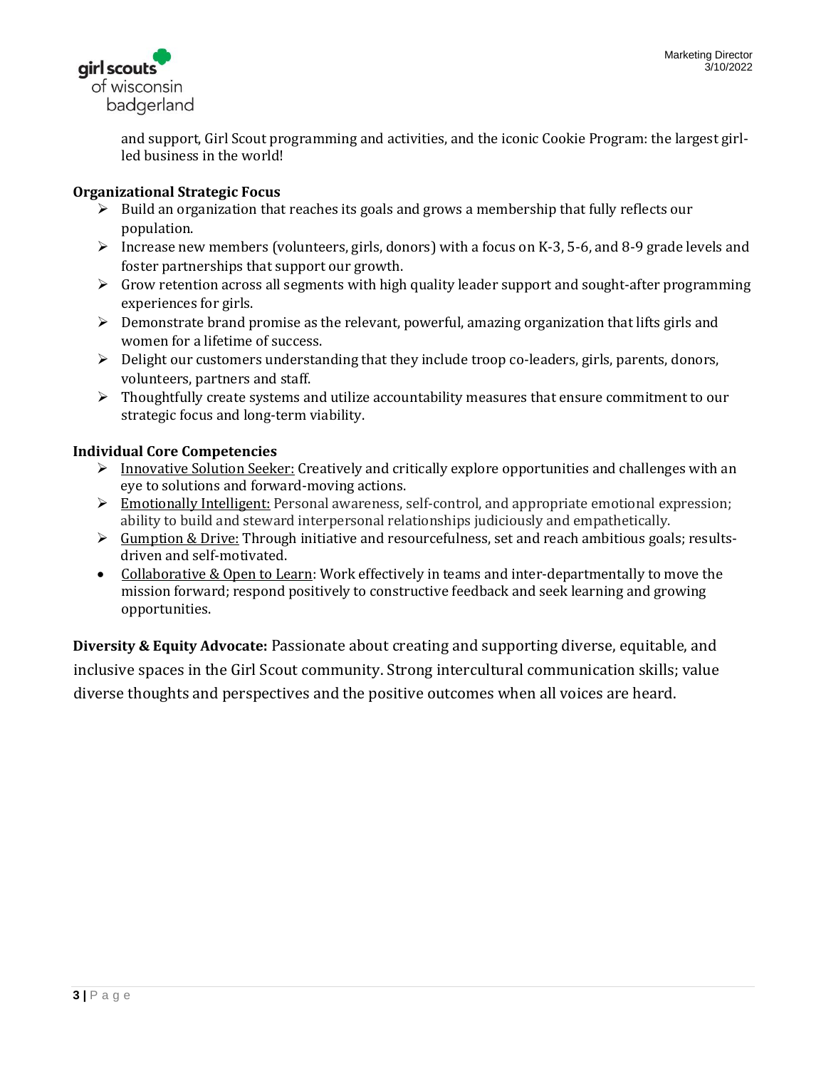and support, Girl Scout programming and activities, and the iconic Cookie Program: the largest girl-led business in the world!

**Organizational Strategic Focus**

- Build an organization that reaches its goals and grows a membership that fully reflects our population.
- Increase new members (volunteers, girls, donors) with a focus on K-3, 5-6, and 8-9 grade levels and foster partnerships that support our growth.
- Grow retention across all segments with high quality leader support and sought-after programming experiences for girls.
- Demonstrate brand promise as the relevant, powerful, amazing organization that lifts girls and women for a lifetime of success.
- Delight our customers understanding that they include troop co-leaders, girls, parents, donors, volunteers, partners and staff.
- Thoughtfully create systems and utilize accountability measures that ensure commitment to our strategic focus and long-term viability.

**Individual Core Competencies**

- <u>Innovative Solution Seeker:</u> Creatively and critically explore opportunities and challenges with an eye to solutions and forward-moving actions.
- <u>Emotionally Intelligent:</u> Personal awareness, self-control, and appropriate emotional expression; ability to build and steward interpersonal relationships judiciously and empathetically.
- <u>Gumption & Drive:</u> Through initiative and resourcefulness, set and reach ambitious goals; results-driven and self-motivated.
- <u>Collaborative & Open to Learn</u>: Work effectively in teams and inter-departmentally to move the mission forward; respond positively to constructive feedback and seek learning and growing opportunities.

**Diversity & Equity Advocate:** Passionate about creating and supporting diverse, equitable, and inclusive spaces in the Girl Scout community. Strong intercultural communication skills; value diverse thoughts and perspectives and the positive outcomes when all voices are heard.